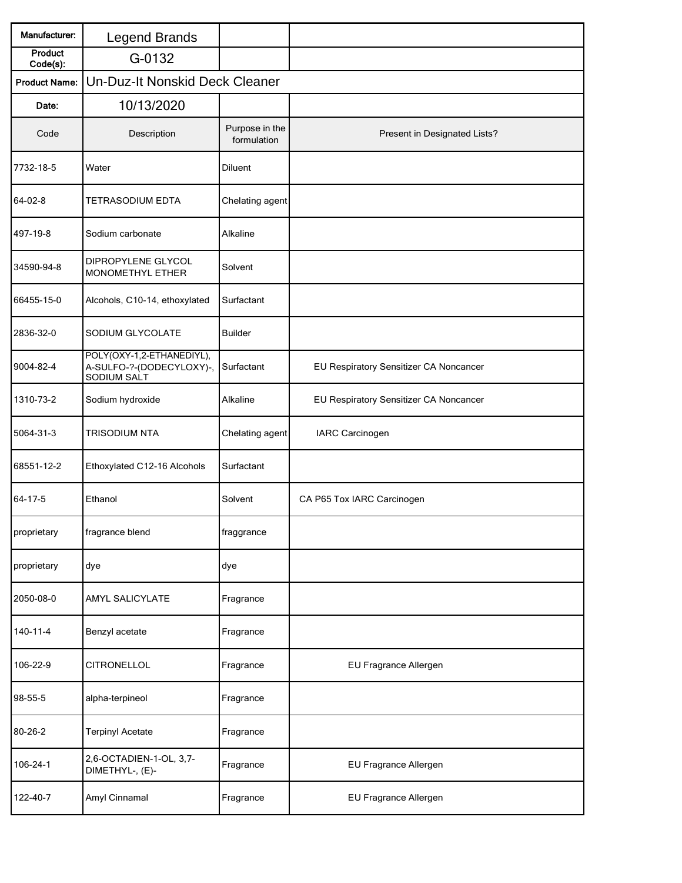| Manufacturer: | Legend Brands | | |
|---|---|---|---|
| Product Code(s): | G-0132 | | |
| Product Name: | Un-Duz-It Nonskid Deck Cleaner | | |
| Date: | 10/13/2020 | | |
| Code | Description | Purpose in the formulation | Present in Designated Lists? |
| 7732-18-5 | Water | Diluent | |
| 64-02-8 | TETRASODIUM EDTA | Chelating agent | |
| 497-19-8 | Sodium carbonate | Alkaline | |
| 34590-94-8 | DIPROPYLENE GLYCOL MONOMETHYL ETHER | Solvent | |
| 66455-15-0 | Alcohols, C10-14, ethoxylated | Surfactant | |
| 2836-32-0 | SODIUM GLYCOLATE | Builder | |
| 9004-82-4 | POLY(OXY-1,2-ETHANEDIYL), A-SULFO-?-(DODECYLOXY)-, SODIUM SALT | Surfactant | EU Respiratory Sensitizer CA Noncancer |
| 1310-73-2 | Sodium hydroxide | Alkaline | EU Respiratory Sensitizer CA Noncancer |
| 5064-31-3 | TRISODIUM NTA | Chelating agent | IARC Carcinogen |
| 68551-12-2 | Ethoxylated C12-16 Alcohols | Surfactant | |
| 64-17-5 | Ethanol | Solvent | CA P65 Tox IARC Carcinogen |
| proprietary | fragrance blend | fraggrance | |
| proprietary | dye | dye | |
| 2050-08-0 | AMYL SALICYLATE | Fragrance | |
| 140-11-4 | Benzyl acetate | Fragrance | |
| 106-22-9 | CITRONELLOL | Fragrance | EU Fragrance Allergen |
| 98-55-5 | alpha-terpineol | Fragrance | |
| 80-26-2 | Terpinyl Acetate | Fragrance | |
| 106-24-1 | 2,6-OCTADIEN-1-OL, 3,7-DIMETHYL-, (E)- | Fragrance | EU Fragrance Allergen |
| 122-40-7 | Amyl Cinnamal | Fragrance | EU Fragrance Allergen |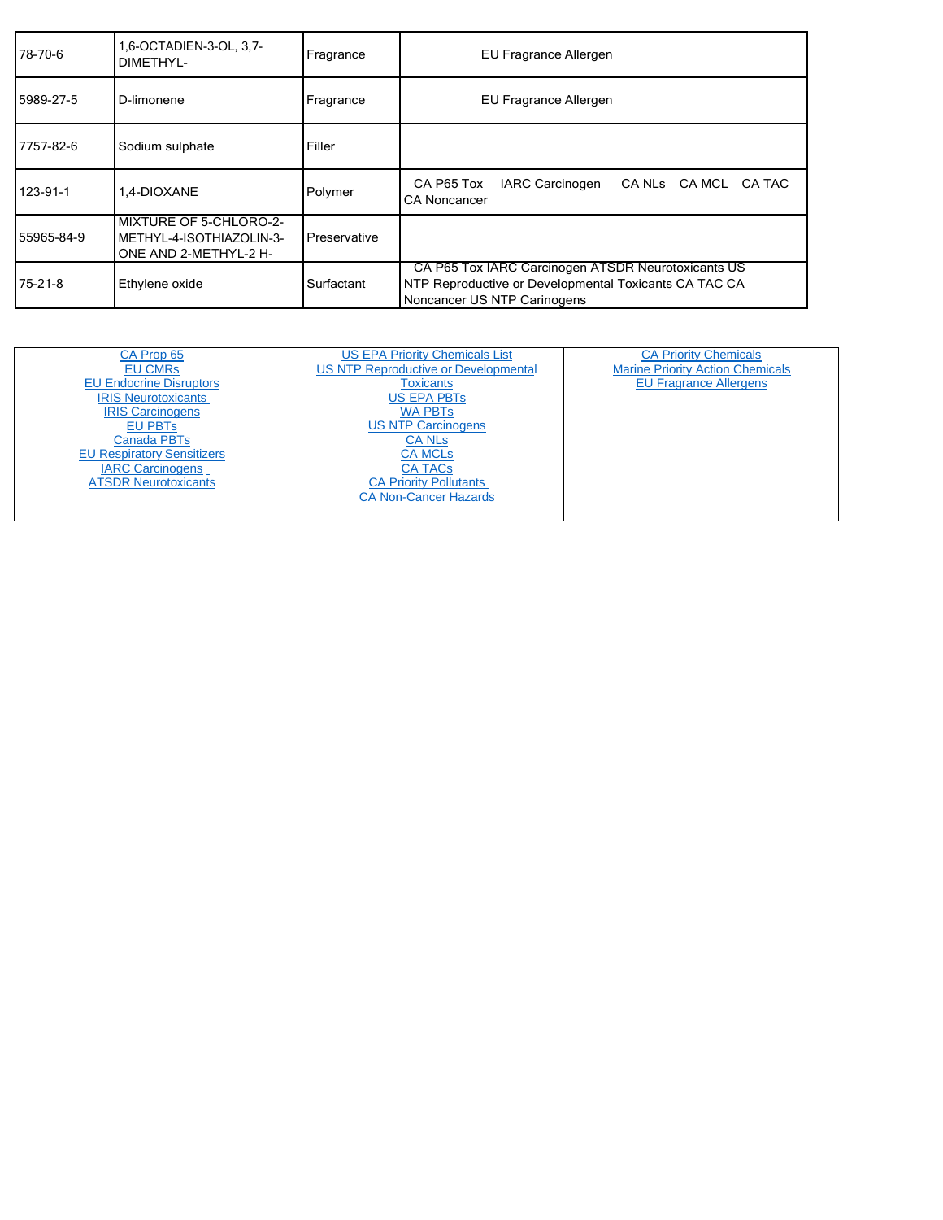| | | | |
|---|---|---|---|
| 78-70-6 | 1,6-OCTADIEN-3-OL, 3,7-DIMETHYL- | Fragrance | EU Fragrance Allergen |
| 5989-27-5 | D-limonene | Fragrance | EU Fragrance Allergen |
| 7757-82-6 | Sodium sulphate | Filler | |
| 123-91-1 | 1,4-DIOXANE | Polymer | CA P65 Tox IARC Carcinogen CA NLs CA MCL CA TAC CA Noncancer |
| 55965-84-9 | MIXTURE OF 5-CHLORO-2-METHYL-4-ISOTHIAZOLIN-3-ONE AND 2-METHYL-2 H- | Preservative | |
| 75-21-8 | Ethylene oxide | Surfactant | CA P65 Tox IARC Carcinogen ATSDR Neurotoxicants US NTP Reproductive or Developmental Toxicants CA TAC CA Noncancer US NTP Carinogens |

| | | |
|---|---|---|
| CA Prop 65<br>EU CMRs<br>EU Endocrine Disruptors<br>IRIS Neurotoxicants<br>IRIS Carcinogens<br>EU PBTs<br>Canada PBTs<br>EU Respiratory Sensitizers<br>IARC Carcinogens<br>ATSDR Neurotoxicants | US EPA Priority Chemicals List<br>US NTP Reproductive or Developmental Toxicants<br>US EPA PBTs<br>WA PBTs<br>US NTP Carcinogens<br>CA NLs<br>CA MCLs<br>CA TACs<br>CA Priority Pollutants<br>CA Non-Cancer Hazards | CA Priority Chemicals<br>Marine Priority Action Chemicals<br>EU Fragrance Allergens |